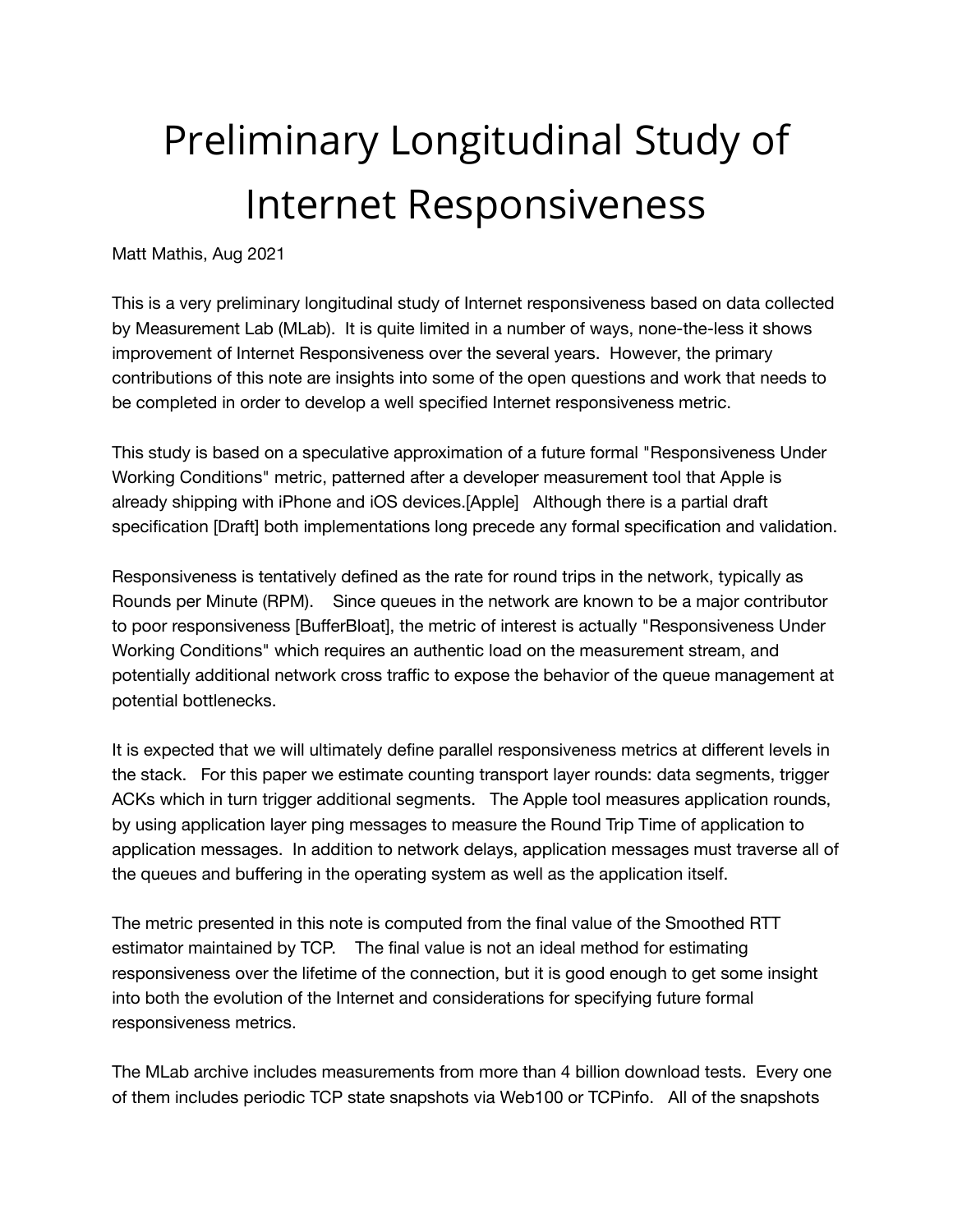# Preliminary Longitudinal Study of Internet Responsiveness

Matt Mathis, Aug 2021

This is a very preliminary longitudinal study of Internet responsiveness based on data collected by Measurement Lab (MLab). It is quite limited in a number of ways, none-the-less it shows improvement of Internet Responsiveness over the several years. However, the primary contributions of this note are insights into some of the open questions and work that needs to be completed in order to develop a well specified Internet responsiveness metric.

This study is based on a speculative approximation of a future formal "Responsiveness Under Working Conditions" metric, patterned after a developer measurement tool that Apple is already shipping with iPhone and iOS devices.[Apple] Although there is a partial draft specification [Draft] both implementations long precede any formal specification and validation.

Responsiveness is tentatively defined as the rate for round trips in the network, typically as Rounds per Minute (RPM). Since queues in the network are known to be a major contributor to poor responsiveness [BufferBloat], the metric of interest is actually "Responsiveness Under Working Conditions" which requires an authentic load on the measurement stream, and potentially additional network cross traffic to expose the behavior of the queue management at potential bottlenecks.

It is expected that we will ultimately define parallel responsiveness metrics at different levels in the stack. For this paper we estimate counting transport layer rounds: data segments, trigger ACKs which in turn trigger additional segments. The Apple tool measures application rounds, by using application layer ping messages to measure the Round Trip Time of application to application messages. In addition to network delays, application messages must traverse all of the queues and buffering in the operating system as well as the application itself.

The metric presented in this note is computed from the final value of the Smoothed RTT estimator maintained by TCP. The final value is not an ideal method for estimating responsiveness over the lifetime of the connection, but it is good enough to get some insight into both the evolution of the Internet and considerations for specifying future formal responsiveness metrics.

The MLab archive includes measurements from more than 4 billion download tests. Every one of them includes periodic TCP state snapshots via Web100 or TCPinfo. All of the snapshots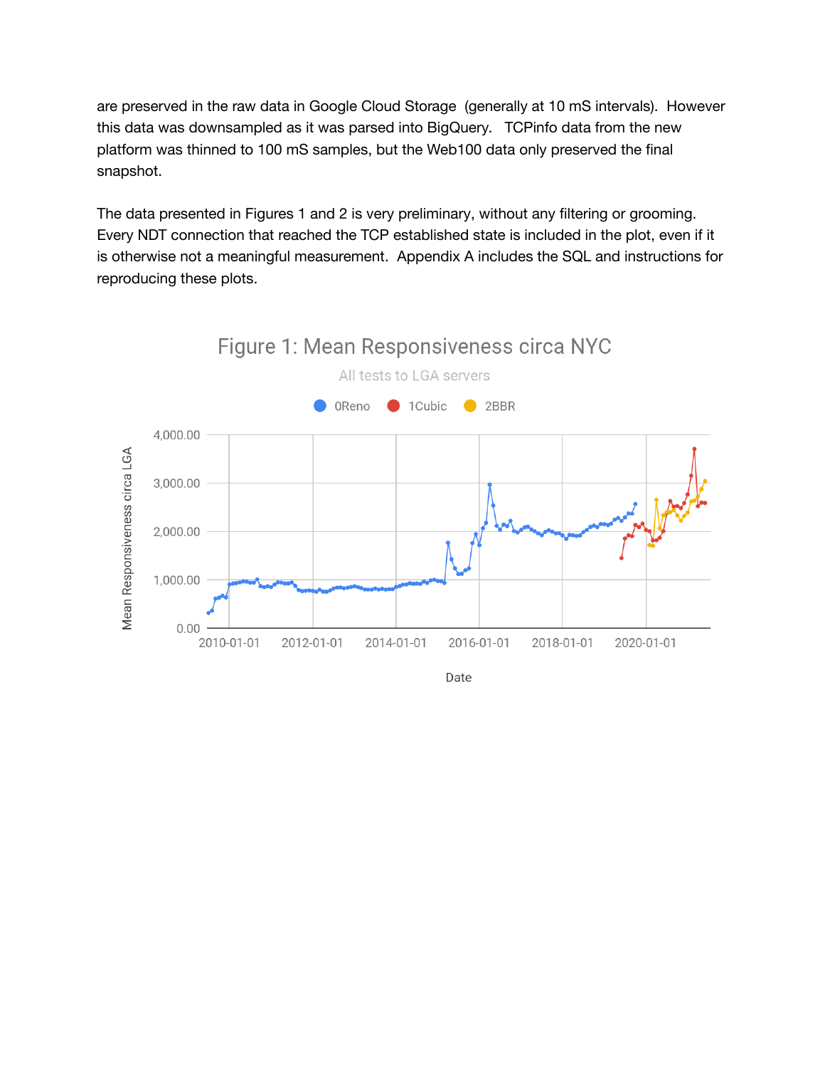are preserved in the raw data in Google Cloud Storage (generally at 10 mS intervals). However this data was downsampled as it was parsed into BigQuery. TCPinfo data from the new platform was thinned to 100 mS samples, but the Web100 data only preserved the final snapshot.

The data presented in Figures 1 and 2 is very preliminary, without any filtering or grooming. Every NDT connection that reached the TCP established state is included in the plot, even if it is otherwise not a meaningful measurement. Appendix A includes the SQL and instructions for reproducing these plots.

Figure 1: Mean Responsiveness circa NYC

All tests to LGA servers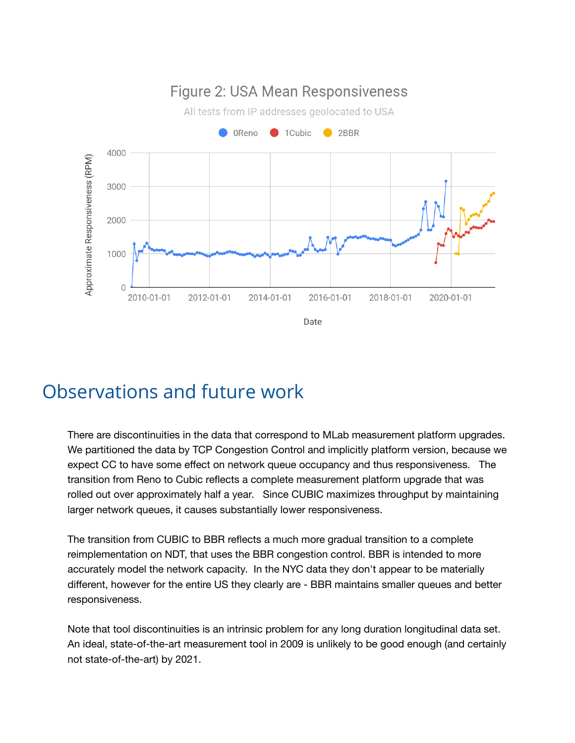Figure 2: USA Mean Responsiveness

All tests from IP addresses geolocated to USA

## Observations and future work

There are discontinuities in the data that correspond to MLab measurement platform upgrades. We partitioned the data by TCP Congestion Control and implicitly platform version, because we expect CC to have some effect on network queue occupancy and thus responsiveness. The transition from Reno to Cubic reflects a complete measurement platform upgrade that was rolled out over approximately half a year. Since CUBIC maximizes throughput by maintaining larger network queues, it causes substantially lower responsiveness.

The transition from CUBIC to BBR reflects a much more gradual transition to a complete reimplementation on NDT, that uses the BBR congestion control. BBR is intended to more accurately model the network capacity. In the NYC data they don't appear to be materially different, however for the entire US they clearly are - BBR maintains smaller queues and better responsiveness.

Note that tool discontinuities is an intrinsic problem for any long duration longitudinal data set. An ideal, state-of-the-art measurement tool in 2009 is unlikely to be good enough (and certainly not state-of-the-art) by 2021.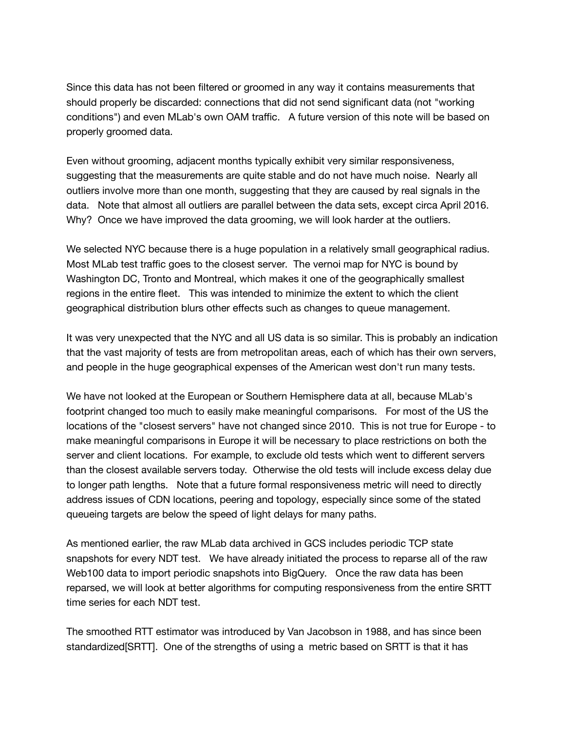Since this data has not been filtered or groomed in any way it contains measurements that should properly be discarded: connections that did not send significant data (not "working conditions") and even MLab's own OAM traffic. A future version of this note will be based on properly groomed data.

Even without grooming, adjacent months typically exhibit very similar responsiveness, suggesting that the measurements are quite stable and do not have much noise. Nearly all outliers involve more than one month, suggesting that they are caused by real signals in the data. Note that almost all outliers are parallel between the data sets, except circa April 2016. Why? Once we have improved the data grooming, we will look harder at the outliers.

We selected NYC because there is a huge population in a relatively small geographical radius. Most MLab test traffic goes to the closest server. The vernoi map for NYC is bound by Washington DC, Tronto and Montreal, which makes it one of the geographically smallest regions in the entire fleet. This was intended to minimize the extent to which the client geographical distribution blurs other effects such as changes to queue management.

It was very unexpected that the NYC and all US data is so similar. This is probably an indication that the vast majority of tests are from metropolitan areas, each of which has their own servers, and people in the huge geographical expenses of the American west don't run many tests.

We have not looked at the European or Southern Hemisphere data at all, because MLab's footprint changed too much to easily make meaningful comparisons. For most of the US the locations of the "closest servers" have not changed since 2010. This is not true for Europe - to make meaningful comparisons in Europe it will be necessary to place restrictions on both the server and client locations. For example, to exclude old tests which went to different servers than the closest available servers today. Otherwise the old tests will include excess delay due to longer path lengths. Note that a future formal responsiveness metric will need to directly address issues of CDN locations, peering and topology, especially since some of the stated queueing targets are below the speed of light delays for many paths.

As mentioned earlier, the raw MLab data archived in GCS includes periodic TCP state snapshots for every NDT test. We have already initiated the process to reparse all of the raw Web100 data to import periodic snapshots into BigQuery. Once the raw data has been reparsed, we will look at better algorithms for computing responsiveness from the entire SRTT time series for each NDT test.

The smoothed RTT estimator was introduced by Van Jacobson in 1988, and has since been standardized[SRTT]. One of the strengths of using a metric based on SRTT is that it has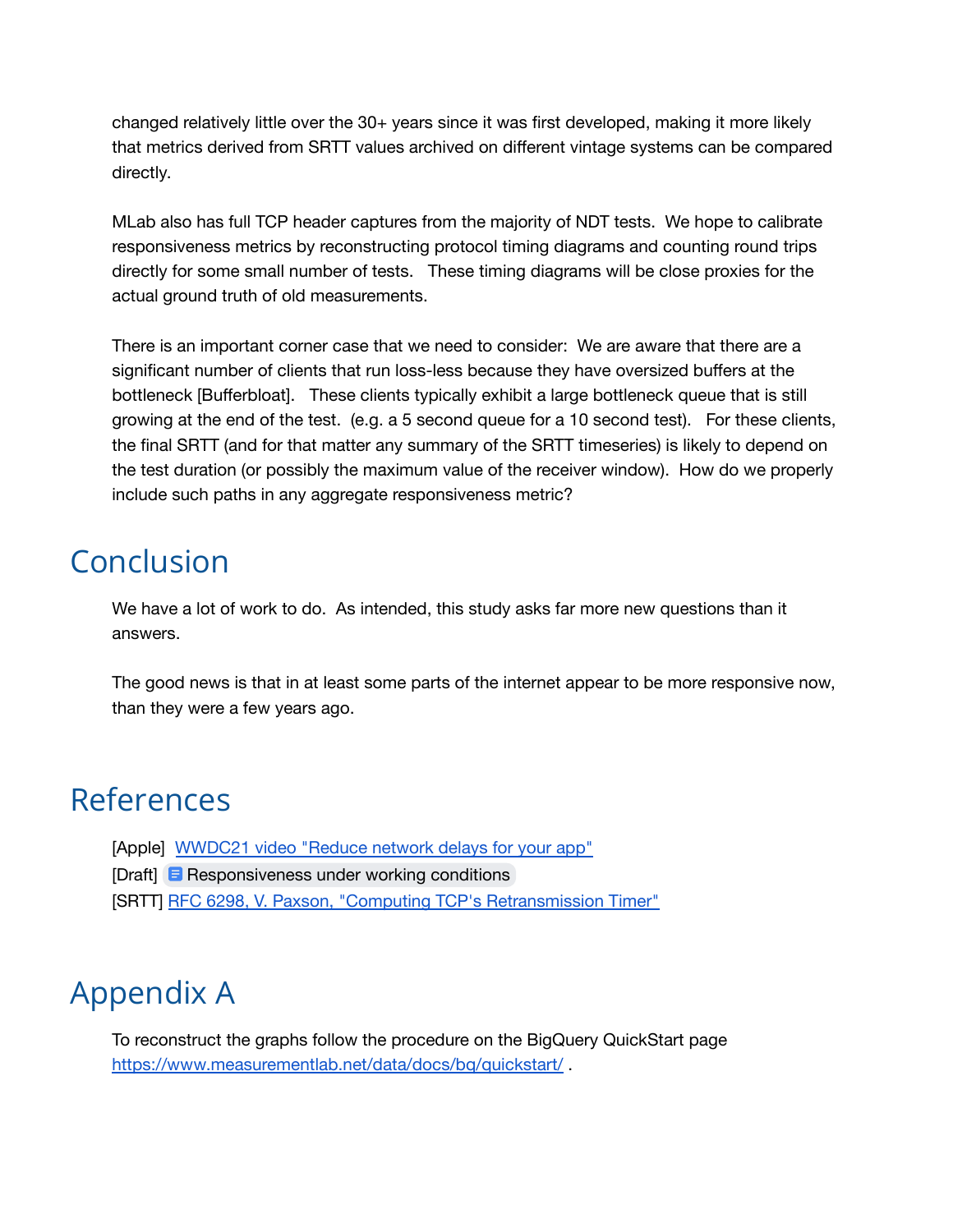changed relatively little over the 30+ years since it was first developed, making it more likely that metrics derived from SRTT values archived on different vintage systems can be compared directly.

MLab also has full TCP header captures from the majority of NDT tests. We hope to calibrate responsiveness metrics by reconstructing protocol timing diagrams and counting round trips directly for some small number of tests. These timing diagrams will be close proxies for the actual ground truth of old measurements.

There is an important corner case that we need to consider: We are aware that there are a significant number of clients that run loss-less because they have oversized buffers at the bottleneck [Bufferbloat]. These clients typically exhibit a large bottleneck queue that is still growing at the end of the test. (e.g. a 5 second queue for a 10 second test). For these clients, the final SRTT (and for that matter any summary of the SRTT timeseries) is likely to depend on the test duration (or possibly the maximum value of the receiver window). How do we properly include such paths in any aggregate responsiveness metric?

# Conclusion

We have a lot of work to do. As intended, this study asks far more new questions than it answers.

The good news is that in at least some parts of the internet appear to be more responsive now, than they were a few years ago.

# References

[Apple] WWDC21 video "Reduce network delays for your app"
[Draft] Responsiveness under working conditions
[SRTT] RFC 6298, V. Paxson, "Computing TCP's Retransmission Timer"

# Appendix A

To reconstruct the graphs follow the procedure on the BigQuery QuickStart page https://www.measurementlab.net/data/docs/bq/quickstart/ .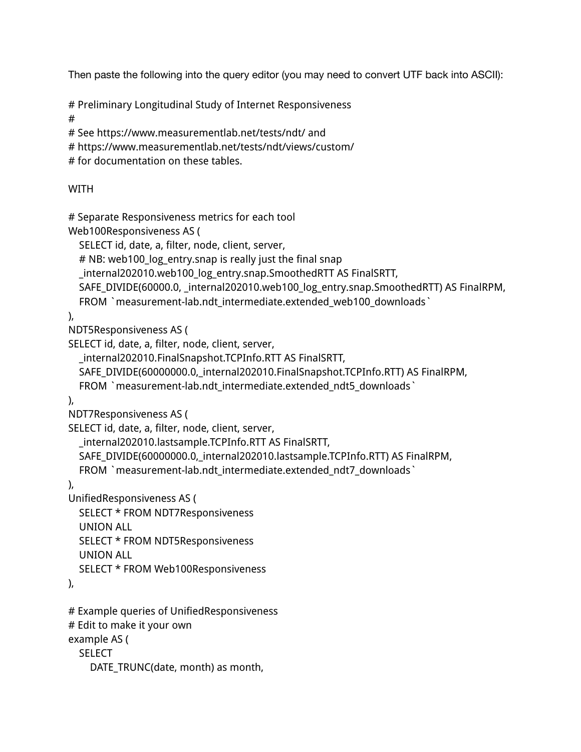Then paste the following into the query editor (you may need to convert UTF back into ASCII):

```
# Preliminary Longitudinal Study of Internet Responsiveness
#
# See https://www.measurementlab.net/tests/ndt/ and
# https://www.measurementlab.net/tests/ndt/views/custom/
# for documentation on these tables.

WITH

# Separate Responsiveness metrics for each tool
Web100Responsiveness AS (
   SELECT id, date, a, filter, node, client, server,
   # NB: web100_log_entry.snap is really just the final snap
   _internal202010.web100_log_entry.snap.SmoothedRTT AS FinalSRTT,
   SAFE_DIVIDE(60000.0, _internal202010.web100_log_entry.snap.SmoothedRTT) AS FinalRPM,
   FROM `measurement-lab.ndt_intermediate.extended_web100_downloads`
),
NDT5Responsiveness AS (
SELECT id, date, a, filter, node, client, server,
   _internal202010.FinalSnapshot.TCPInfo.RTT AS FinalSRTT,
   SAFE_DIVIDE(60000000.0,_internal202010.FinalSnapshot.TCPInfo.RTT) AS FinalRPM,
   FROM `measurement-lab.ndt_intermediate.extended_ndt5_downloads`
),
NDT7Responsiveness AS (
SELECT id, date, a, filter, node, client, server,
   _internal202010.lastsample.TCPInfo.RTT AS FinalSRTT,
   SAFE_DIVIDE(60000000.0,_internal202010.lastsample.TCPInfo.RTT) AS FinalRPM,
   FROM `measurement-lab.ndt_intermediate.extended_ndt7_downloads`
),
UnifiedResponsiveness AS (
   SELECT * FROM NDT7Responsiveness
   UNION ALL
   SELECT * FROM NDT5Responsiveness
   UNION ALL
   SELECT * FROM Web100Responsiveness
),

# Example queries of UnifiedResponsiveness
# Edit to make it your own
example AS (
   SELECT
      DATE_TRUNC(date, month) as month,
```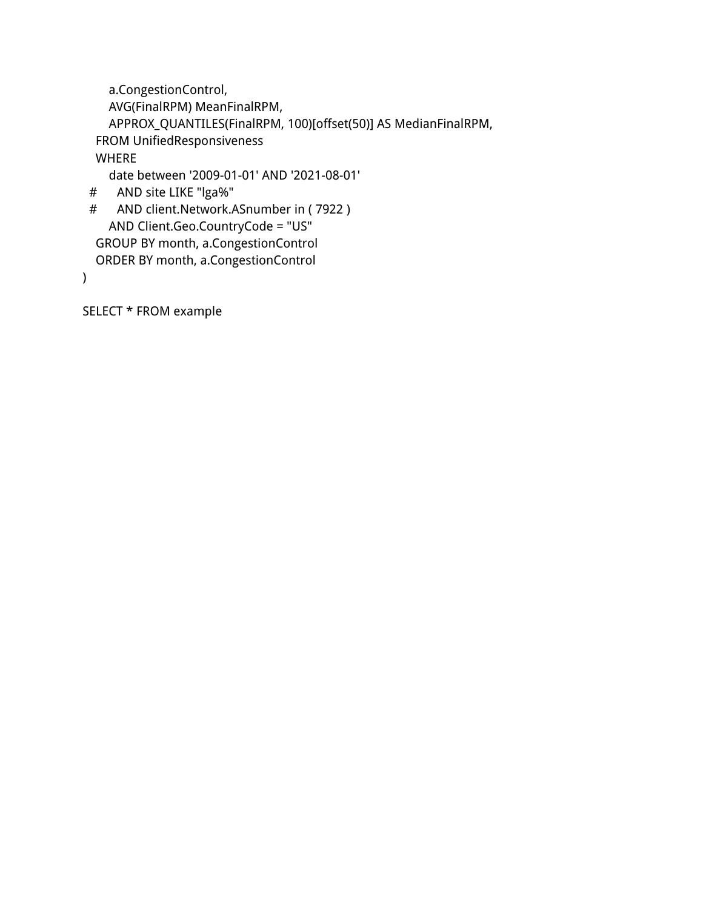```
      a.CongestionControl,
      AVG(FinalRPM) MeanFinalRPM,
      APPROX_QUANTILES(FinalRPM, 100)[offset(50)] AS MedianFinalRPM,
   FROM UnifiedResponsiveness
   WHERE
      date between '2009-01-01' AND '2021-08-01'
 #      AND site LIKE "lga%"
 #      AND client.Network.ASnumber in ( 7922 )
      AND Client.Geo.CountryCode = "US"
   GROUP BY month, a.CongestionControl
   ORDER BY month, a.CongestionControl
)

SELECT * FROM example
```